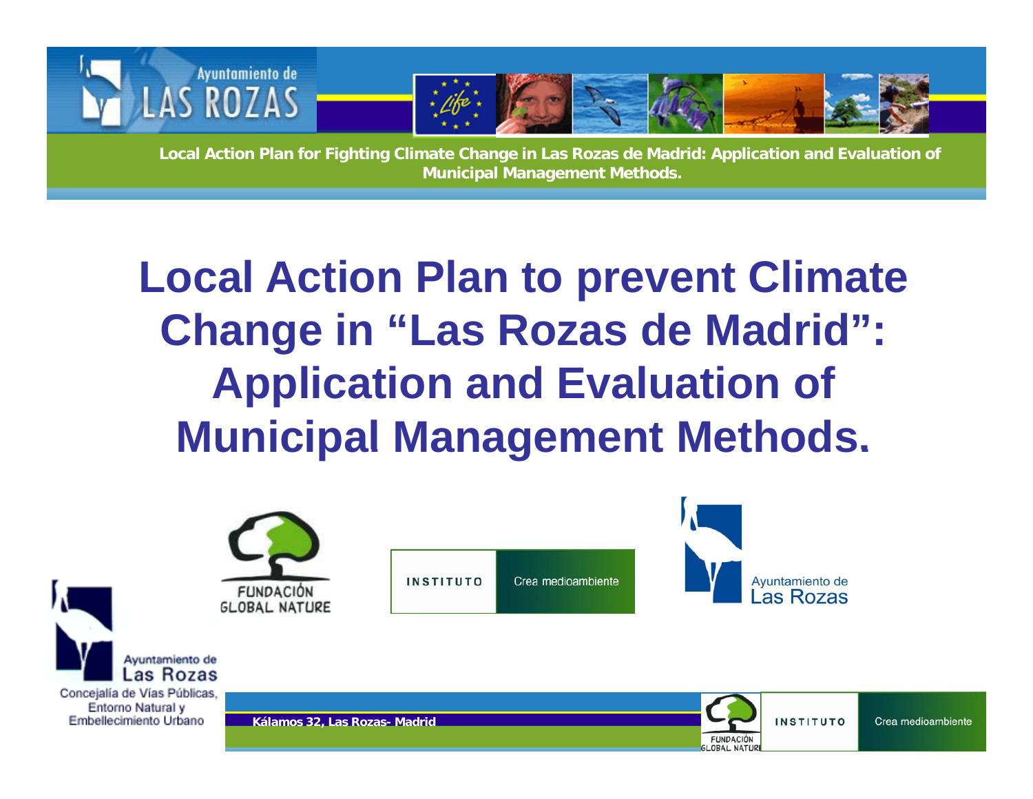Local Action Plan for Fighting Climate Change in Las Rozas de Madrid: Application and Evaluation of Municipal Management Methods.

# Local Action Plan to prevent Climate Change in "Las Rozas de Madrid": Application and Evaluation of Municipal Management Methods.

FUNDACIÓN GLOBAL NATURE

INSTITUTO Crea medioambiente

Ayuntamiento de Las Rozas

Ayuntamiento de Las Rozas
Concejalía de Vías Públicas, Entorno Natural y Embellecimiento Urbano

Kálamos 32, Las Rozas- Madrid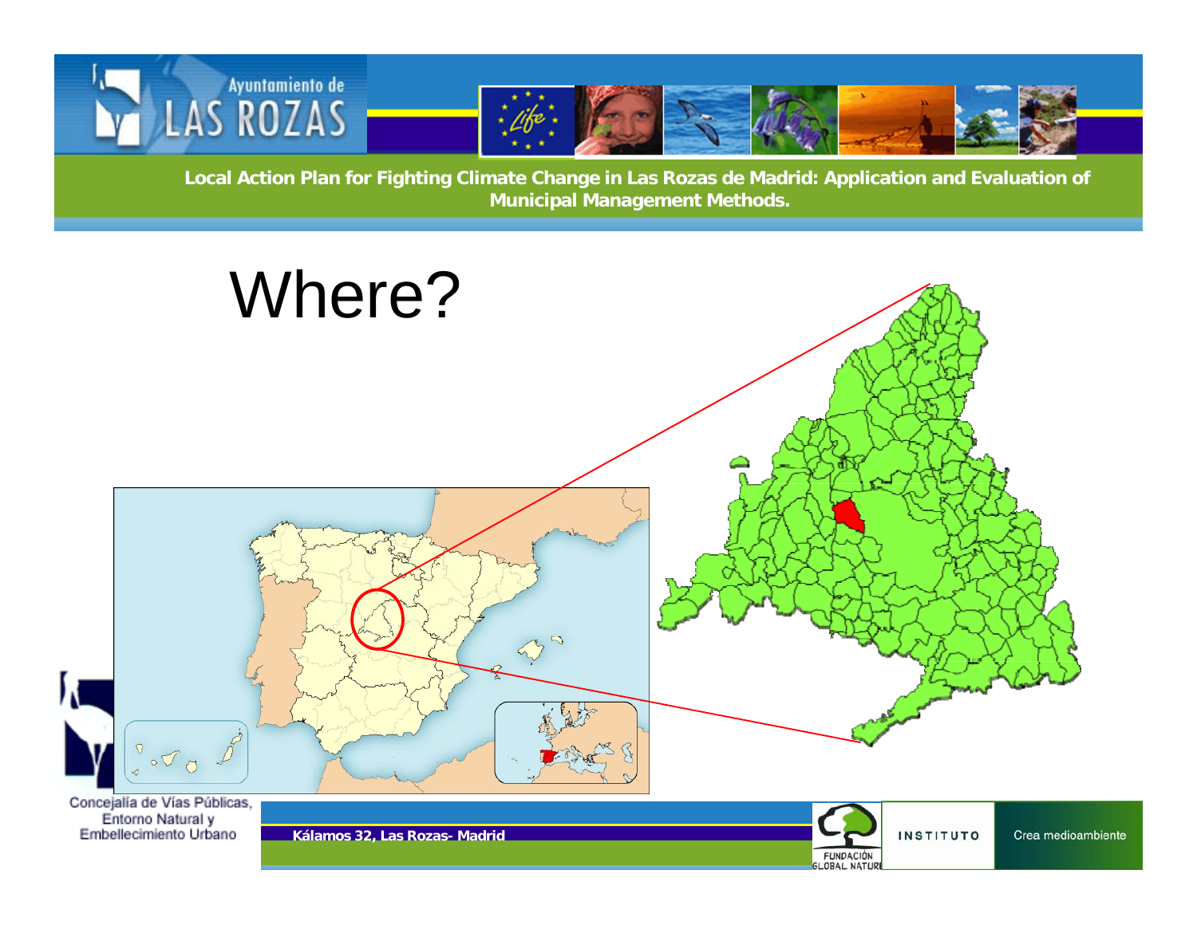# Where?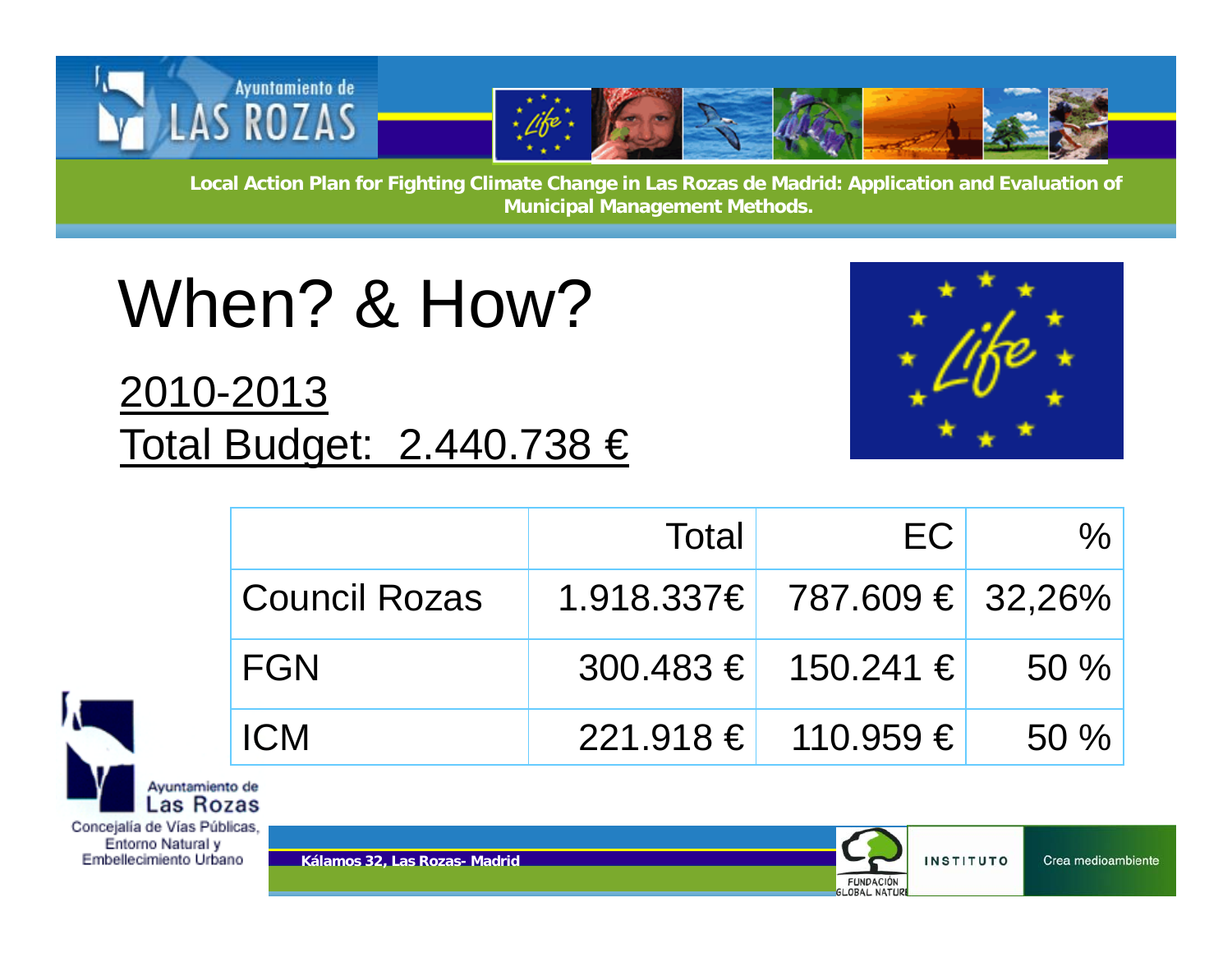# When? & How?

2010-2013

Total Budget: 2.440.738 €

| | Total | EC | % |
|---|---|---|---|
| Council Rozas | 1.918.337€ | 787.609 € | 32,26% |
| FGN | 300.483 € | 150.241 € | 50 % |
| ICM | 221.918 € | 110.959 € | 50 % |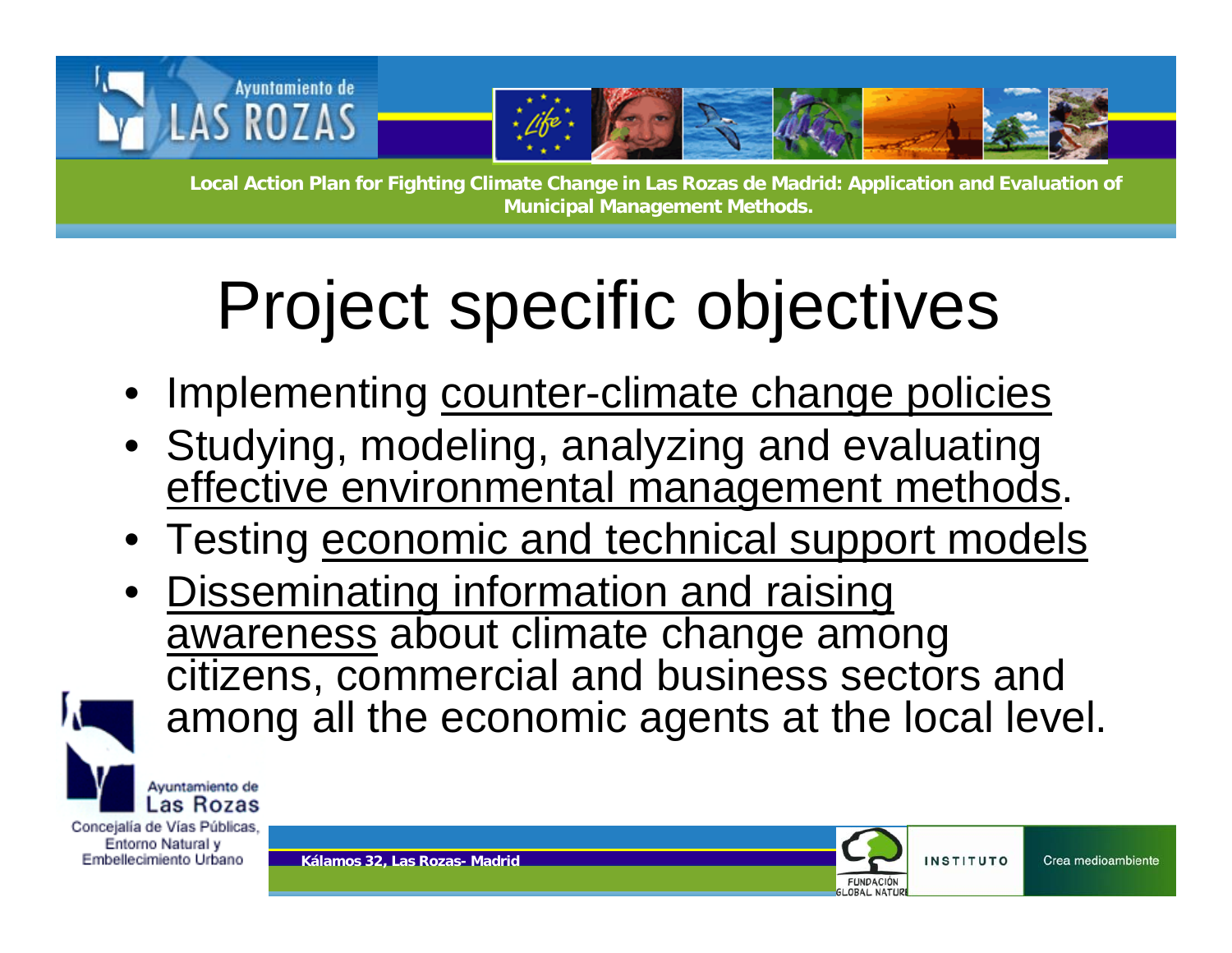# Project specific objectives

- Implementing counter-climate change policies
- Studying, modeling, analyzing and evaluating effective environmental management methods.
- Testing economic and technical support models
- Disseminating information and raising awareness about climate change among citizens, commercial and business sectors and among all the economic agents at the local level.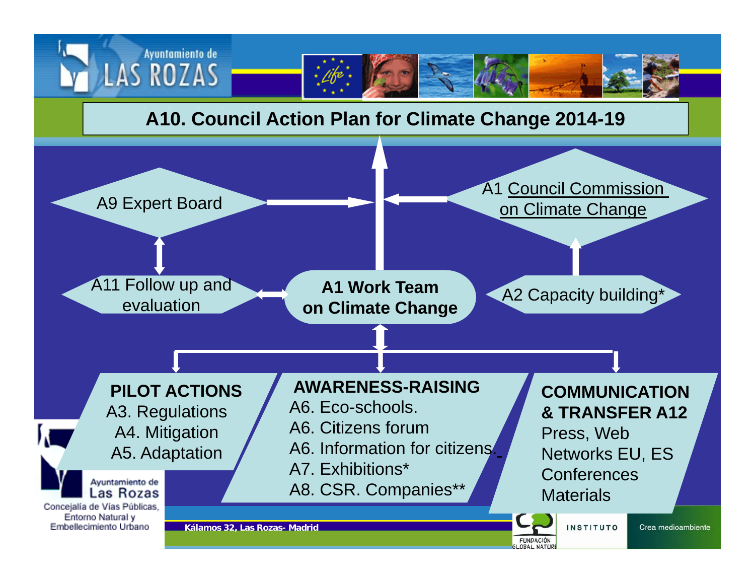Ayuntamiento de LAS ROZAS

# A10. Council Action Plan for Climate Change 2014-19

A9 Expert Board

A1 Council Commission on Climate Change

A11 Follow up and evaluation

**A1 Work Team on Climate Change**

A2 Capacity building*

**PILOT ACTIONS**

A3. Regulations
A4. Mitigation
A5. Adaptation

**AWARENESS-RAISING**

A6. Eco-schools.
A6. Citizens forum
A6. Information for citizens.
A7. Exhibitions*
A8. CSR. Companies**

**COMMUNICATION & TRANSFER A12**

Press, Web
Networks EU, ES
Conferences
Materials

Ayuntamiento de Las Rozas
Concejalía de Vías Públicas, Entorno Natural y Embellecimiento Urbano

Kálamos 32, Las Rozas- Madrid

FUNDACIÓN GLOBAL NATURE

INSTITUTO

Crea medioambiente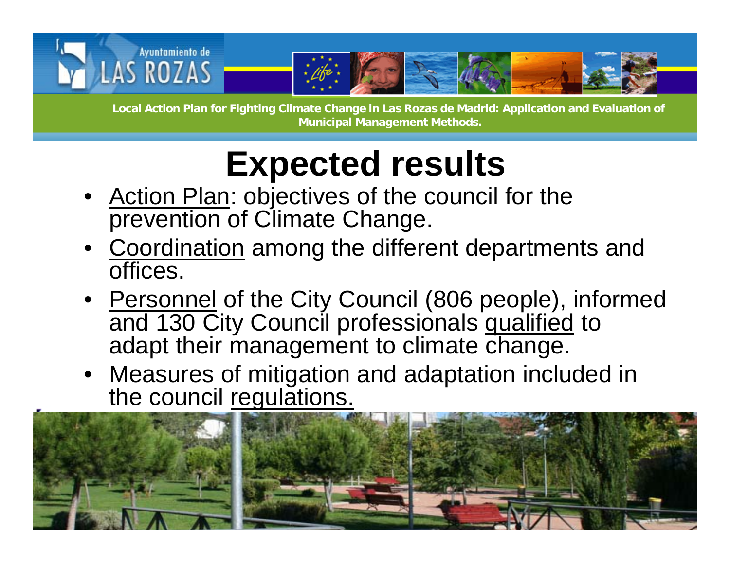Local Action Plan for Fighting Climate Change in Las Rozas de Madrid: Application and Evaluation of Municipal Management Methods.

# Expected results

- Action Plan: objectives of the council for the prevention of Climate Change.
- Coordination among the different departments and offices.
- Personnel of the City Council (806 people), informed and 130 City Council professionals qualified to adapt their management to climate change.
- Measures of mitigation and adaptation included in the council regulations.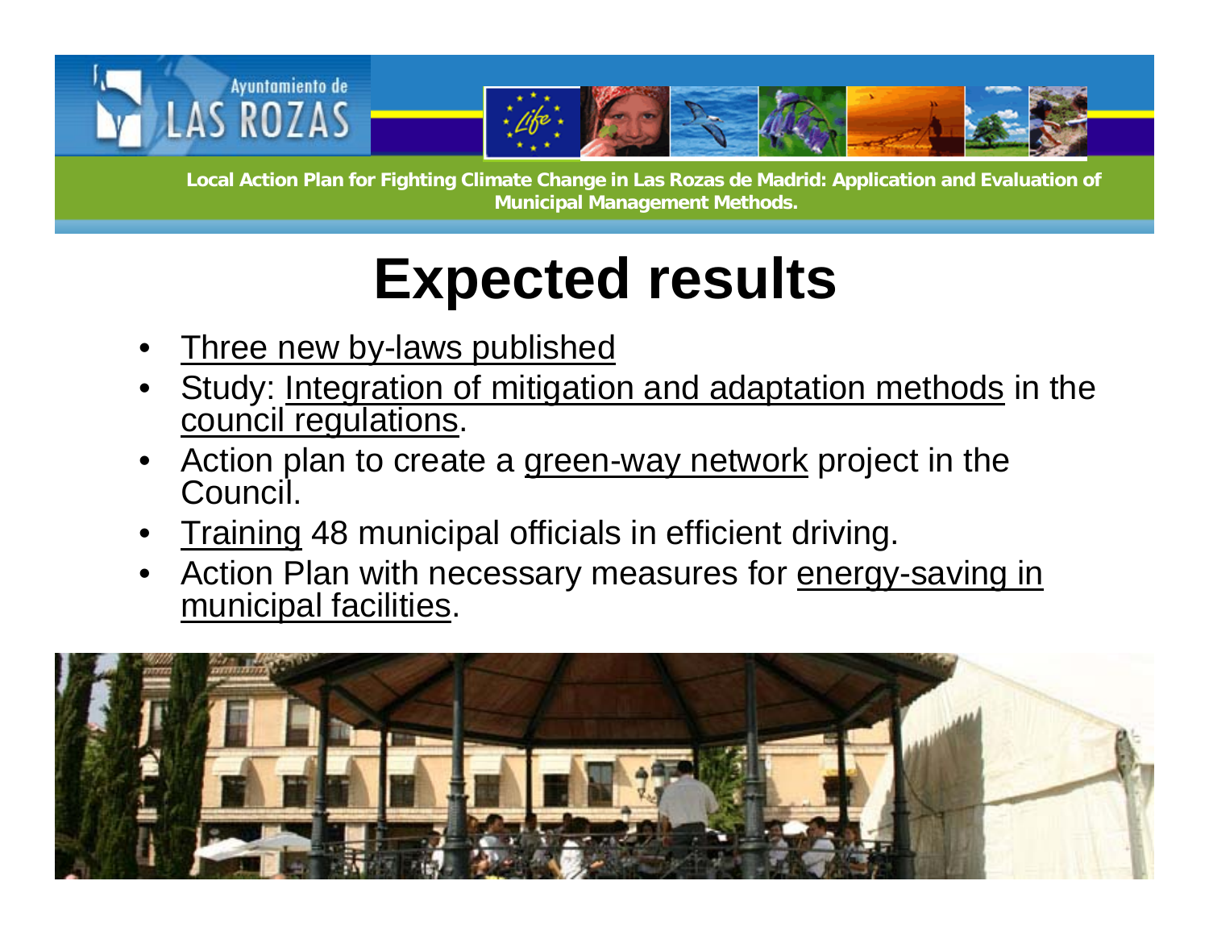# Expected results

- Three new by-laws published
- Study: Integration of mitigation and adaptation methods in the council regulations.
- Action plan to create a green-way network project in the Council.
- Training 48 municipal officials in efficient driving.
- Action Plan with necessary measures for energy-saving in municipal facilities.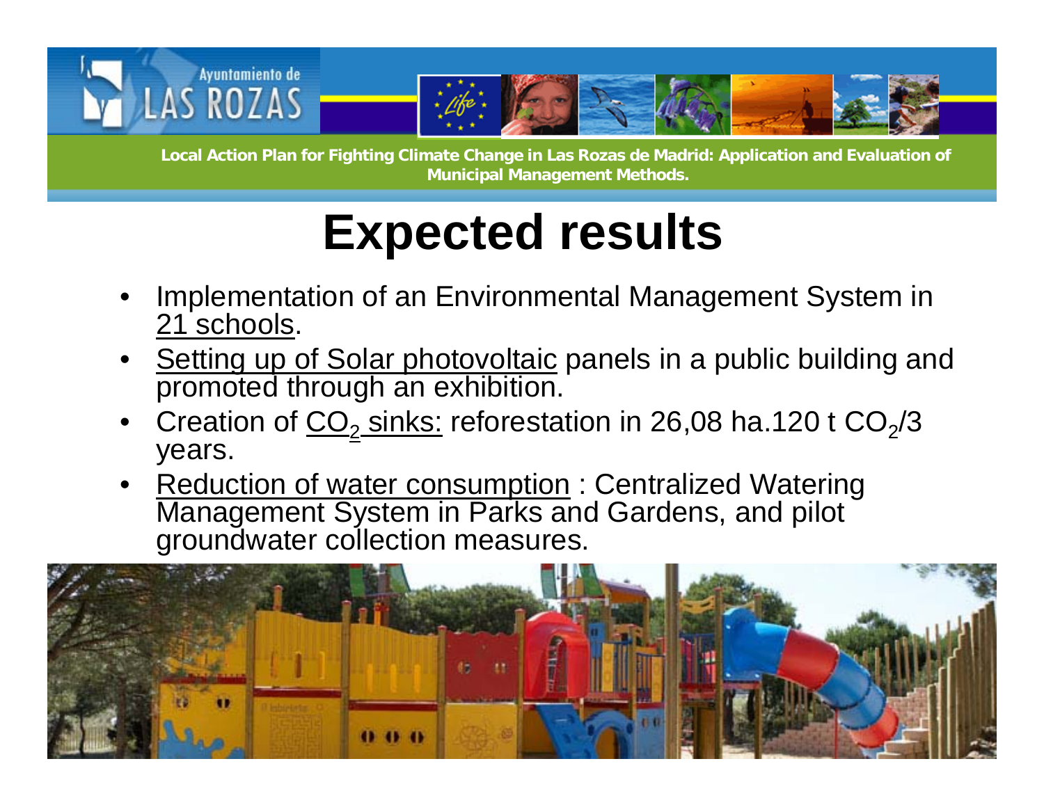Local Action Plan for Fighting Climate Change in Las Rozas de Madrid: Application and Evaluation of Municipal Management Methods.

# Expected results

- Implementation of an Environmental Management System in 21 schools.
- Setting up of Solar photovoltaic panels in a public building and promoted through an exhibition.
- Creation of $CO_2$ sinks: reforestation in 26,08 ha.120 t $CO_2$/3 years.
- Reduction of water consumption : Centralized Watering Management System in Parks and Gardens, and pilot groundwater collection measures.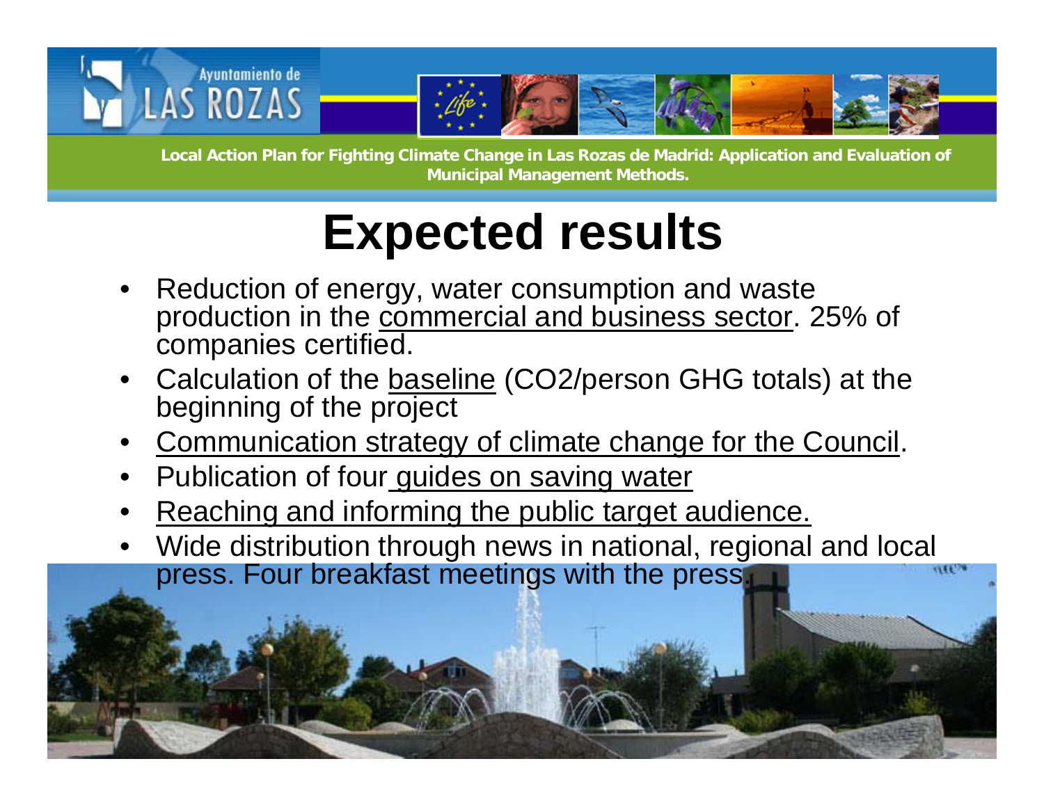Local Action Plan for Fighting Climate Change in Las Rozas de Madrid: Application and Evaluation of Municipal Management Methods.

# Expected results

- Reduction of energy, water consumption and waste production in the <u>commercial and business sector</u>. 25% of companies certified.
- Calculation of the <u>baseline</u> ($CO_2$/person GHG totals) at the beginning of the project
- <u>Communication strategy of climate change for the Council</u>.
- Publication of four <u>guides on saving water</u>
- <u>Reaching and informing the public target audience.</u>
- Wide distribution through news in national, regional and local press. Four breakfast meetings with the press.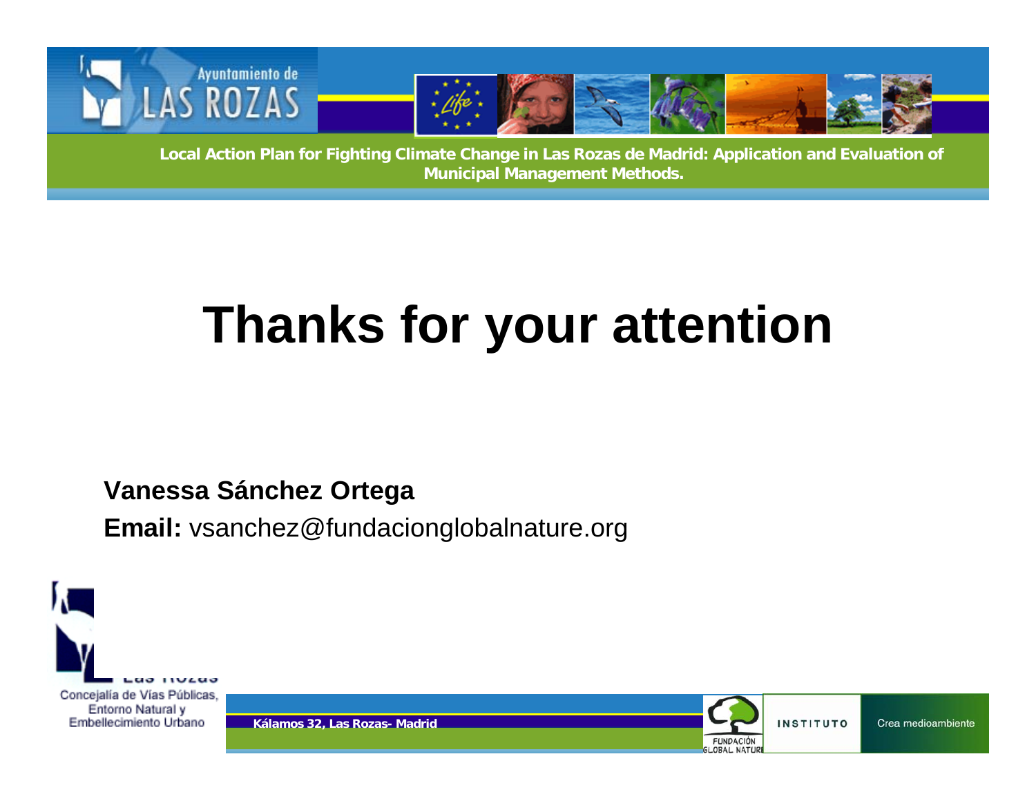Local Action Plan for Fighting Climate Change in Las Rozas de Madrid: Application and Evaluation of Municipal Management Methods.

# Thanks for your attention

**Vanessa Sánchez Ortega**

**Email:** vsanchez@fundacionglobalnature.org

Concejalía de Vías Públicas, Entorno Natural y Embellecimiento Urbano

Kálamos 32, Las Rozas- Madrid

FUNDACIÓN GLOBAL NATURE

INSTITUTO

Crea medioambiente